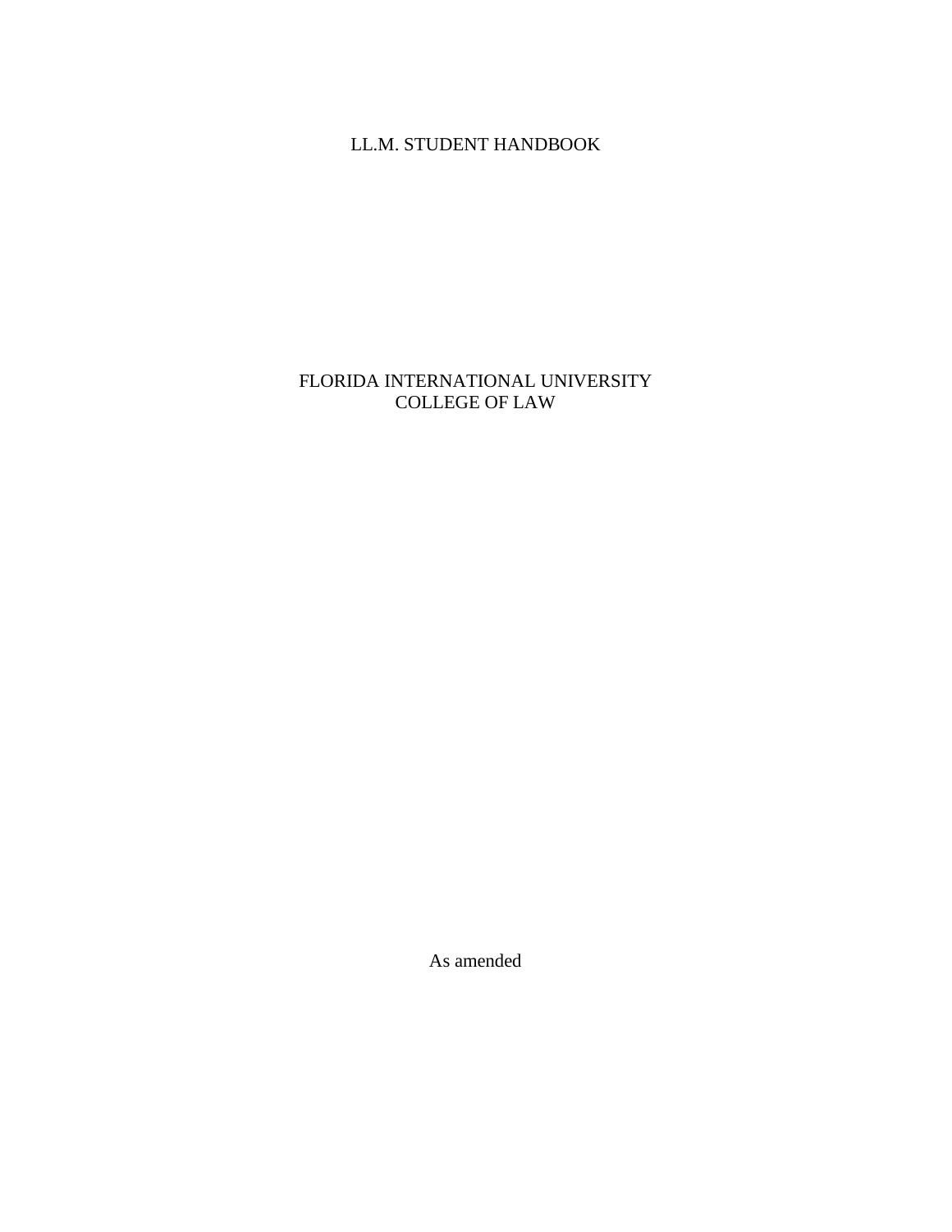# LL.M. STUDENT HANDBOOK

FLORIDA INTERNATIONAL UNIVERSITY
COLLEGE OF LAW

As amended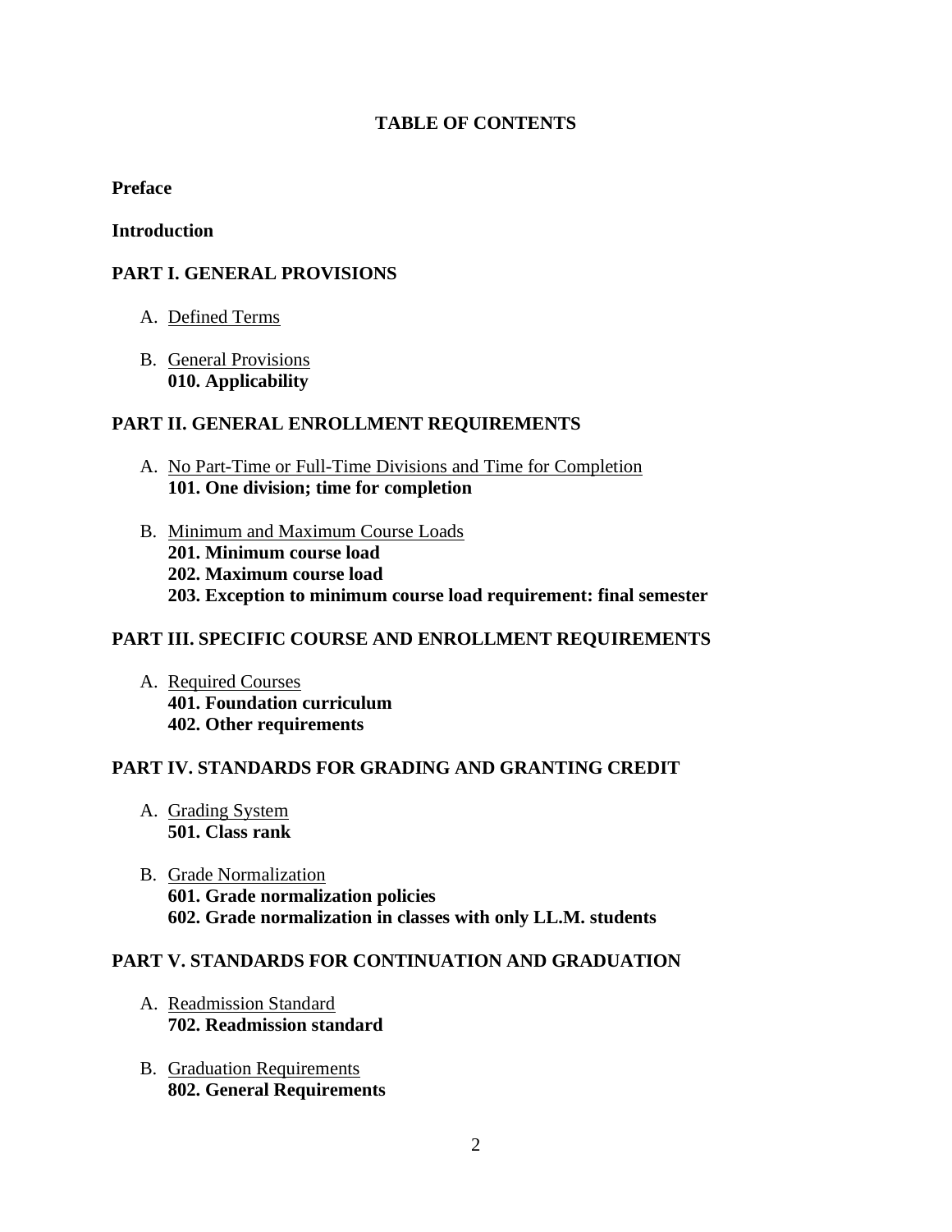# TABLE OF CONTENTS

**Preface**

**Introduction**

**PART I. GENERAL PROVISIONS**

A. Defined Terms

B. General Provisions
   **010. Applicability**

**PART II. GENERAL ENROLLMENT REQUIREMENTS**

A. No Part-Time or Full-Time Divisions and Time for Completion
   **101. One division; time for completion**

B. Minimum and Maximum Course Loads
   **201. Minimum course load**
   **202. Maximum course load**
   **203. Exception to minimum course load requirement: final semester**

**PART III. SPECIFIC COURSE AND ENROLLMENT REQUIREMENTS**

A. Required Courses
   **401. Foundation curriculum**
   **402. Other requirements**

**PART IV. STANDARDS FOR GRADING AND GRANTING CREDIT**

A. Grading System
   **501. Class rank**

B. Grade Normalization
   **601. Grade normalization policies**
   **602. Grade normalization in classes with only LL.M. students**

**PART V. STANDARDS FOR CONTINUATION AND GRADUATION**

A. Readmission Standard
   **702. Readmission standard**

B. Graduation Requirements
   **802. General Requirements**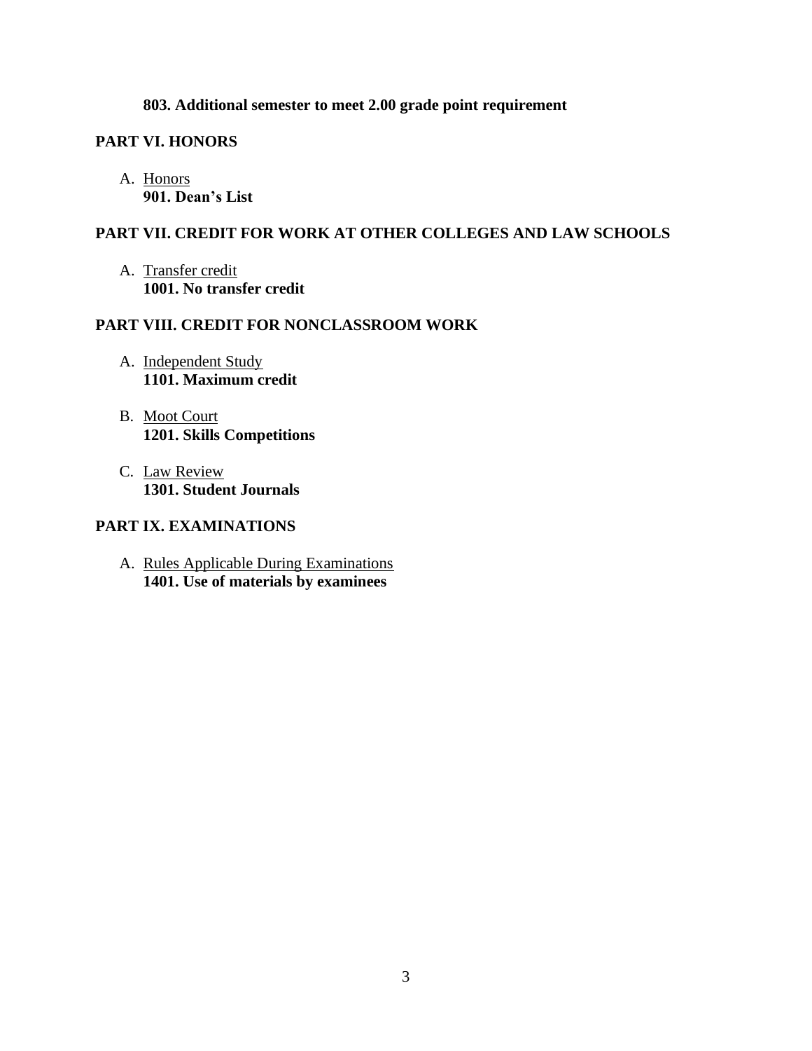**803. Additional semester to meet 2.00 grade point requirement**

## PART VI. HONORS

A. Honors
   **901. Dean's List**

## PART VII. CREDIT FOR WORK AT OTHER COLLEGES AND LAW SCHOOLS

A. Transfer credit
   **1001. No transfer credit**

## PART VIII. CREDIT FOR NONCLASSROOM WORK

A. Independent Study
   **1101. Maximum credit**

B. Moot Court
   **1201. Skills Competitions**

C. Law Review
   **1301. Student Journals**

## PART IX. EXAMINATIONS

A. Rules Applicable During Examinations
   **1401. Use of materials by examinees**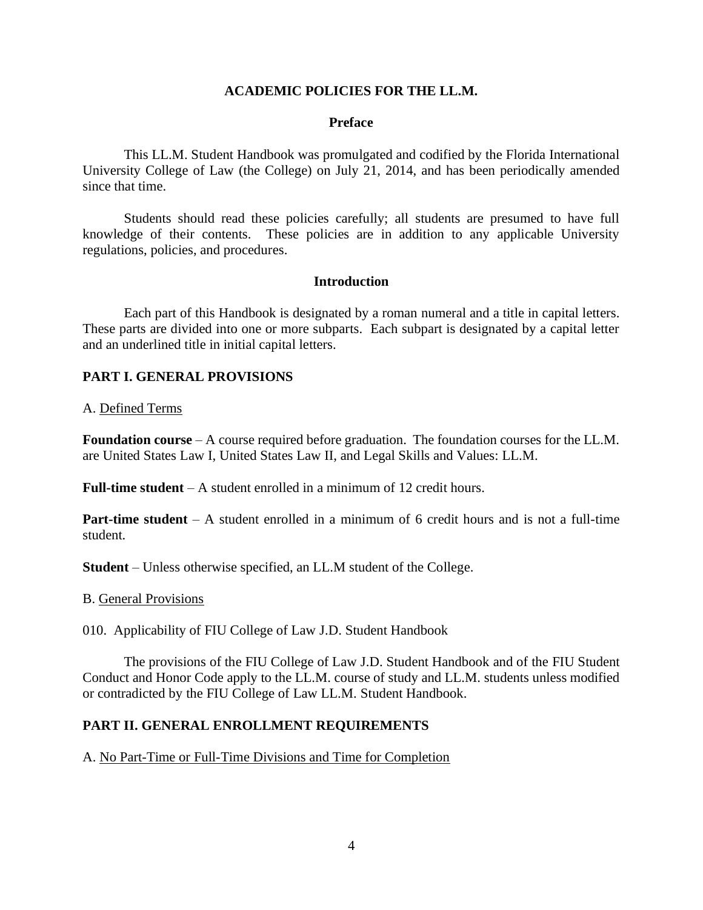## ACADEMIC POLICIES FOR THE LL.M.

### Preface

This LL.M. Student Handbook was promulgated and codified by the Florida International University College of Law (the College) on July 21, 2014, and has been periodically amended since that time.

Students should read these policies carefully; all students are presumed to have full knowledge of their contents. These policies are in addition to any applicable University regulations, policies, and procedures.

### Introduction

Each part of this Handbook is designated by a roman numeral and a title in capital letters. These parts are divided into one or more subparts. Each subpart is designated by a capital letter and an underlined title in initial capital letters.

## PART I. GENERAL PROVISIONS

### A. Defined Terms

**Foundation course** – A course required before graduation. The foundation courses for the LL.M. are United States Law I, United States Law II, and Legal Skills and Values: LL.M.

**Full-time student** – A student enrolled in a minimum of 12 credit hours.

**Part-time student** – A student enrolled in a minimum of 6 credit hours and is not a full-time student.

**Student** – Unless otherwise specified, an LL.M student of the College.

### B. General Provisions

010. Applicability of FIU College of Law J.D. Student Handbook

The provisions of the FIU College of Law J.D. Student Handbook and of the FIU Student Conduct and Honor Code apply to the LL.M. course of study and LL.M. students unless modified or contradicted by the FIU College of Law LL.M. Student Handbook.

## PART II. GENERAL ENROLLMENT REQUIREMENTS

### A. No Part-Time or Full-Time Divisions and Time for Completion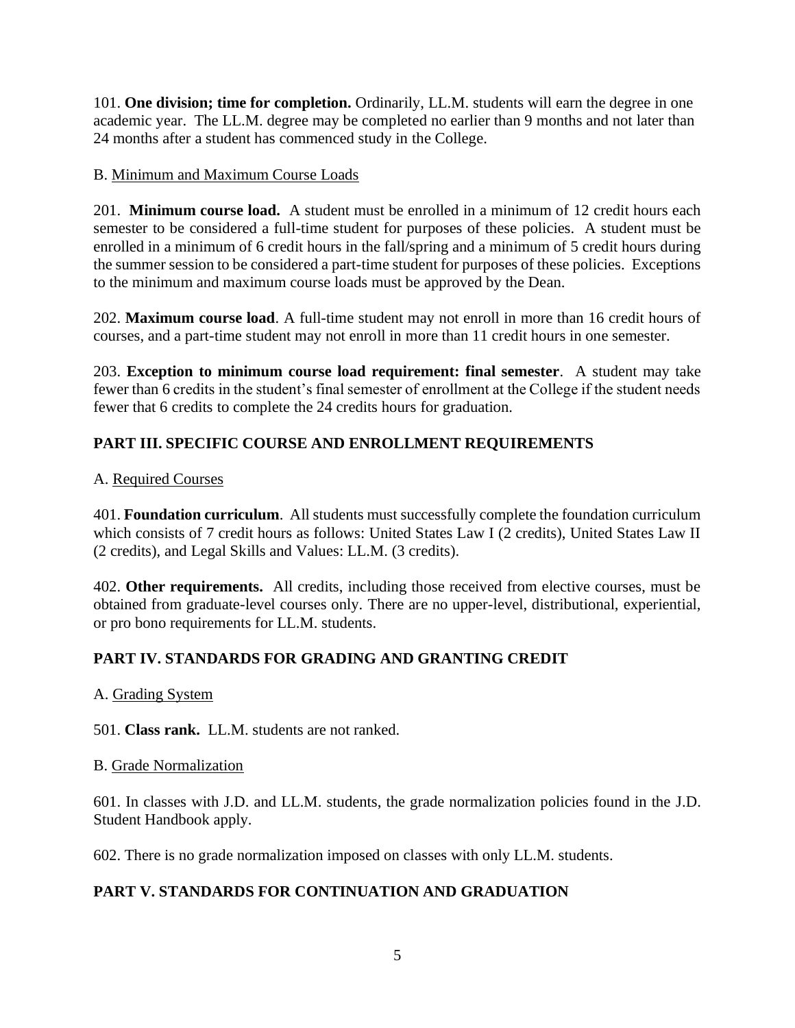101. **One division; time for completion.** Ordinarily, LL.M. students will earn the degree in one academic year. The LL.M. degree may be completed no earlier than 9 months and not later than 24 months after a student has commenced study in the College.

B. Minimum and Maximum Course Loads

201. **Minimum course load.** A student must be enrolled in a minimum of 12 credit hours each semester to be considered a full-time student for purposes of these policies. A student must be enrolled in a minimum of 6 credit hours in the fall/spring and a minimum of 5 credit hours during the summer session to be considered a part-time student for purposes of these policies. Exceptions to the minimum and maximum course loads must be approved by the Dean.

202. **Maximum course load**. A full-time student may not enroll in more than 16 credit hours of courses, and a part-time student may not enroll in more than 11 credit hours in one semester.

203. **Exception to minimum course load requirement: final semester**. A student may take fewer than 6 credits in the student's final semester of enrollment at the College if the student needs fewer that 6 credits to complete the 24 credits hours for graduation.

## PART III. SPECIFIC COURSE AND ENROLLMENT REQUIREMENTS

A. Required Courses

401. **Foundation curriculum**. All students must successfully complete the foundation curriculum which consists of 7 credit hours as follows: United States Law I (2 credits), United States Law II (2 credits), and Legal Skills and Values: LL.M. (3 credits).

402. **Other requirements.** All credits, including those received from elective courses, must be obtained from graduate-level courses only. There are no upper-level, distributional, experiential, or pro bono requirements for LL.M. students.

## PART IV. STANDARDS FOR GRADING AND GRANTING CREDIT

A. Grading System

501. **Class rank.** LL.M. students are not ranked.

B. Grade Normalization

601. In classes with J.D. and LL.M. students, the grade normalization policies found in the J.D. Student Handbook apply.

602. There is no grade normalization imposed on classes with only LL.M. students.

## PART V. STANDARDS FOR CONTINUATION AND GRADUATION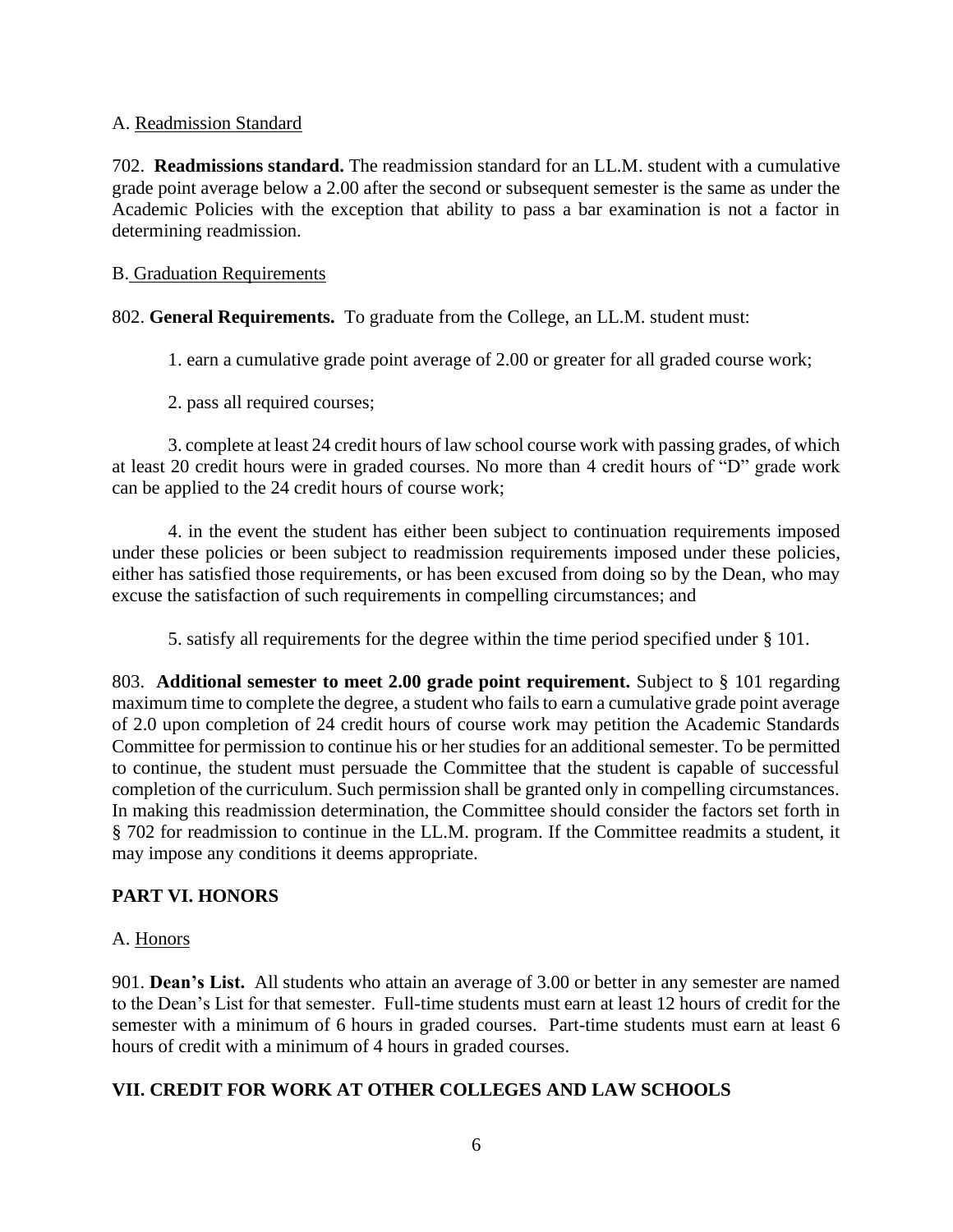A. <u>Readmission Standard</u>

702. **Readmissions standard.** The readmission standard for an LL.M. student with a cumulative grade point average below a 2.00 after the second or subsequent semester is the same as under the Academic Policies with the exception that ability to pass a bar examination is not a factor in determining readmission.

B. <u>Graduation Requirements</u>

802. **General Requirements.** To graduate from the College, an LL.M. student must:

1. earn a cumulative grade point average of 2.00 or greater for all graded course work;

2. pass all required courses;

3. complete at least 24 credit hours of law school course work with passing grades, of which at least 20 credit hours were in graded courses. No more than 4 credit hours of "D" grade work can be applied to the 24 credit hours of course work;

4. in the event the student has either been subject to continuation requirements imposed under these policies or been subject to readmission requirements imposed under these policies, either has satisfied those requirements, or has been excused from doing so by the Dean, who may excuse the satisfaction of such requirements in compelling circumstances; and

5. satisfy all requirements for the degree within the time period specified under § 101.

803. **Additional semester to meet 2.00 grade point requirement.** Subject to § 101 regarding maximum time to complete the degree, a student who fails to earn a cumulative grade point average of 2.0 upon completion of 24 credit hours of course work may petition the Academic Standards Committee for permission to continue his or her studies for an additional semester. To be permitted to continue, the student must persuade the Committee that the student is capable of successful completion of the curriculum. Such permission shall be granted only in compelling circumstances. In making this readmission determination, the Committee should consider the factors set forth in § 702 for readmission to continue in the LL.M. program. If the Committee readmits a student, it may impose any conditions it deems appropriate.

## PART VI. HONORS

A. <u>Honors</u>

901. **Dean's List.** All students who attain an average of 3.00 or better in any semester are named to the Dean's List for that semester. Full-time students must earn at least 12 hours of credit for the semester with a minimum of 6 hours in graded courses. Part-time students must earn at least 6 hours of credit with a minimum of 4 hours in graded courses.

## VII. CREDIT FOR WORK AT OTHER COLLEGES AND LAW SCHOOLS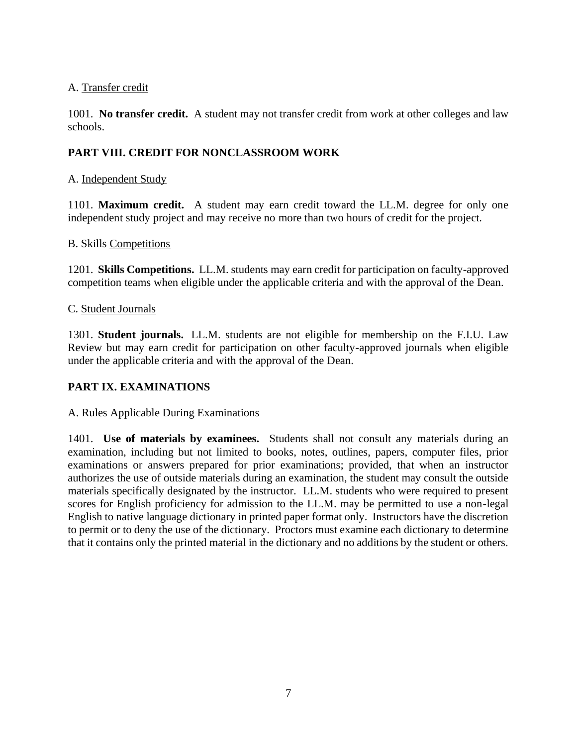A. Transfer credit

1001. **No transfer credit.** A student may not transfer credit from work at other colleges and law schools.

## PART VIII. CREDIT FOR NONCLASSROOM WORK

A. Independent Study

1101. **Maximum credit.** A student may earn credit toward the LL.M. degree for only one independent study project and may receive no more than two hours of credit for the project.

B. Skills Competitions

1201. **Skills Competitions.** LL.M. students may earn credit for participation on faculty-approved competition teams when eligible under the applicable criteria and with the approval of the Dean.

C. Student Journals

1301. **Student journals.** LL.M. students are not eligible for membership on the F.I.U. Law Review but may earn credit for participation on other faculty-approved journals when eligible under the applicable criteria and with the approval of the Dean.

## PART IX. EXAMINATIONS

A. Rules Applicable During Examinations

1401. **Use of materials by examinees.** Students shall not consult any materials during an examination, including but not limited to books, notes, outlines, papers, computer files, prior examinations or answers prepared for prior examinations; provided, that when an instructor authorizes the use of outside materials during an examination, the student may consult the outside materials specifically designated by the instructor. LL.M. students who were required to present scores for English proficiency for admission to the LL.M. may be permitted to use a non-legal English to native language dictionary in printed paper format only. Instructors have the discretion to permit or to deny the use of the dictionary. Proctors must examine each dictionary to determine that it contains only the printed material in the dictionary and no additions by the student or others.